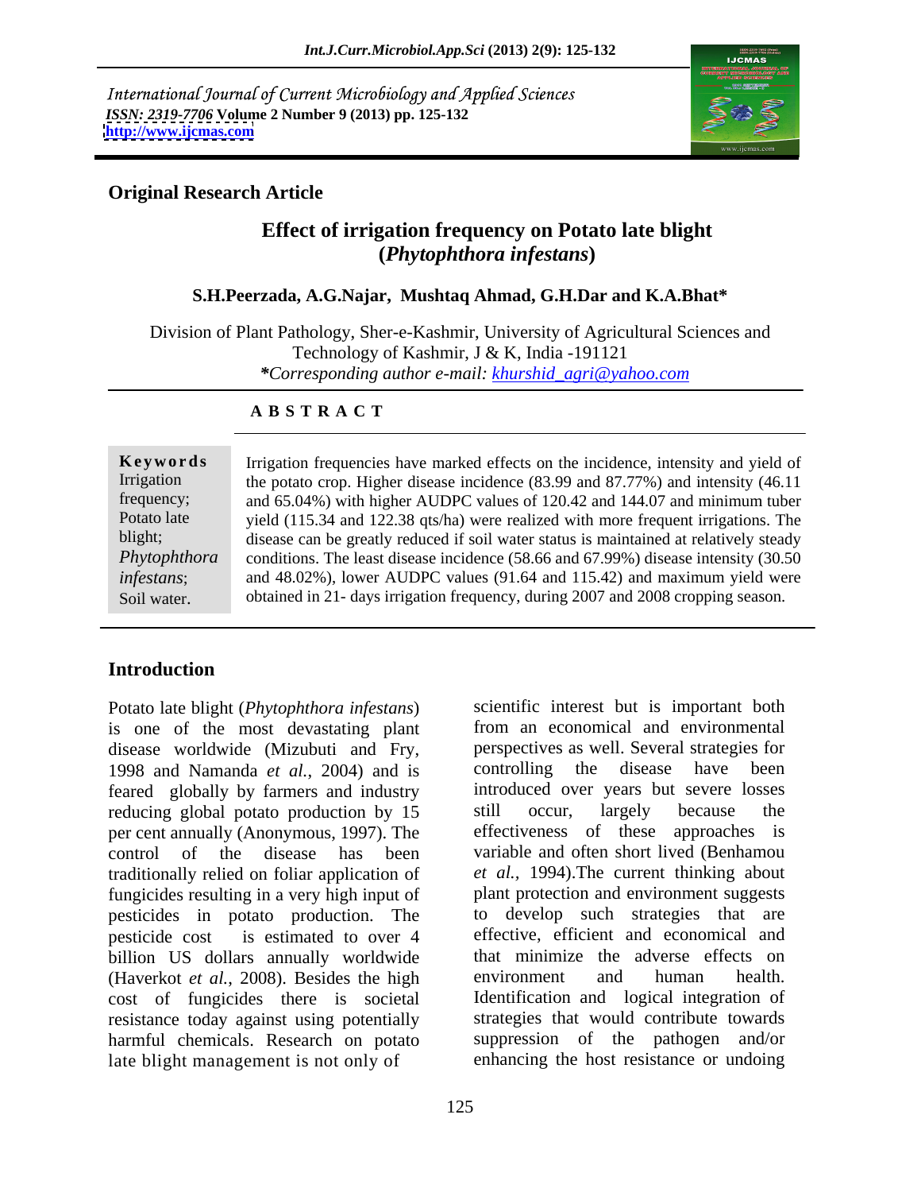International Journal of Current Microbiology and Applied Sciences
*ISSN: 2319-7706* **Volume 2 Number 9 (2013) pp. 125-132**
**http://www.ijcmas.com**

**Original Research Article**

# Effect of irrigation frequency on Potato late blight (*Phytophthora infestans*)

**S.H.Peerzada, A.G.Najar, Mushtaq Ahmad, G.H.Dar and K.A.Bhat***

Division of Plant Pathology, Sher-e-Kashmir, University of Agricultural Sciences and Technology of Kashmir, J & K, India -191121
***Corresponding author e-mail:** *khurshid_agri@yahoo.com*

## ABSTRACT

**Keywords**

Irrigation frequency; Potato late blight; *Phytophthora infestans*; Soil water.

Irrigation frequencies have marked effects on the incidence, intensity and yield of the potato crop. Higher disease incidence (83.99 and 87.77%) and intensity (46.11 and 65.04%) with higher AUDPC values of 120.42 and 144.07 and minimum tuber yield (115.34 and 122.38 qts/ha) were realized with more frequent irrigations. The disease can be greatly reduced if soil water status is maintained at relatively steady conditions. The least disease incidence (58.66 and 67.99%) disease intensity (30.50 and 48.02%), lower AUDPC values (91.64 and 115.42) and maximum yield were obtained in 21- days irrigation frequency, during 2007 and 2008 cropping season.

## Introduction

Potato late blight (*Phytophthora infestans*) is one of the most devastating plant disease worldwide (Mizubuti and Fry, 1998 and Namanda *et al.*, 2004) and is feared globally by farmers and industry reducing global potato production by 15 per cent annually (Anonymous, 1997). The control of the disease has been traditionally relied on foliar application of fungicides resulting in a very high input of pesticides in potato production. The pesticide cost is estimated to over 4 billion US dollars annually worldwide (Haverkot *et al.*, 2008). Besides the high cost of fungicides there is societal resistance today against using potentially harmful chemicals. Research on potato late blight management is not only of scientific interest but is important both from an economical and environmental perspectives as well. Several strategies for controlling the disease have been introduced over years but severe losses still occur, largely because the effectiveness of these approaches is variable and often short lived (Benhamou *et al.*, 1994).The current thinking about plant protection and environment suggests to develop such strategies that are effective, efficient and economical and that minimize the adverse effects on environment and human health. Identification and logical integration of strategies that would contribute towards suppression of the pathogen and/or enhancing the host resistance or undoing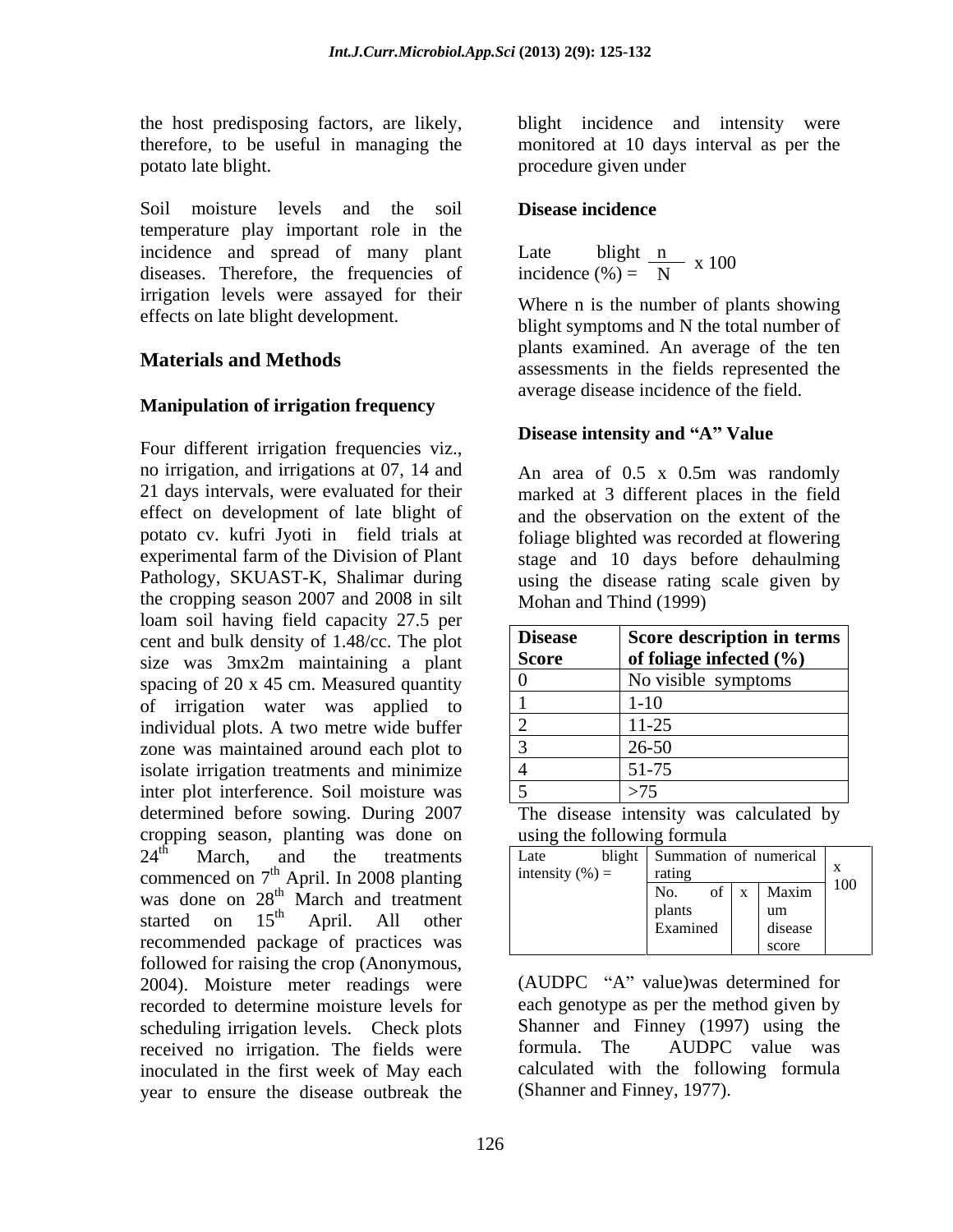the host predisposing factors, are likely, therefore, to be useful in managing the potato late blight.

Soil moisture levels and the soil temperature play important role in the incidence and spread of many plant diseases. Therefore, the frequencies of irrigation levels were assayed for their effects on late blight development.

## Materials and Methods

### Manipulation of irrigation frequency

Four different irrigation frequencies viz., no irrigation, and irrigations at 07, 14 and 21 days intervals, were evaluated for their effect on development of late blight of potato cv. kufri Jyoti in field trials at experimental farm of the Division of Plant Pathology, SKUAST-K, Shalimar during the cropping season 2007 and 2008 in silt loam soil having field capacity 27.5 per cent and bulk density of 1.48/cc. The plot size was 3mx2m maintaining a plant spacing of 20 x 45 cm. Measured quantity of irrigation water was applied to individual plots. A two metre wide buffer zone was maintained around each plot to isolate irrigation treatments and minimize inter plot interference. Soil moisture was determined before sowing. During 2007 cropping season, planting was done on 24th March, and the treatments commenced on 7th April. In 2008 planting was done on 28th March and treatment started on 15th April. All other recommended package of practices was followed for raising the crop (Anonymous, 2004). Moisture meter readings were recorded to determine moisture levels for scheduling irrigation levels. Check plots received no irrigation. The fields were inoculated in the first week of May each year to ensure the disease outbreak the blight incidence and intensity were monitored at 10 days interval as per the procedure given under

### Disease incidence

$$\text{Late blight incidence (\%)} = \frac{n}{N} \times 100$$

Where n is the number of plants showing blight symptoms and N the total number of plants examined. An average of the ten assessments in the fields represented the average disease incidence of the field.

### Disease intensity and "A" Value

An area of 0.5 x 0.5m was randomly marked at 3 different places in the field and the observation on the extent of the foliage blighted was recorded at flowering stage and 10 days before dehaulming using the disease rating scale given by Mohan and Thind (1999)

| Disease Score | Score description in terms of foliage infected (%) |
|---|---|
| 0 | No visible symptoms |
| 1 | 1-10 |
| 2 | 11-25 |
| 3 | 26-50 |
| 4 | 51-75 |
| 5 | >75 |

The disease intensity was calculated by using the following formula

$$\text{Late blight intensity (\%)} = \frac{\text{Summation of numerical rating}}{\text{No. of plants Examined} \times \text{Maximum disease score}} \times 100$$

(AUDPC "A" value)was determined for each genotype as per the method given by Shanner and Finney (1997) using the formula. The AUDPC value was calculated with the following formula (Shanner and Finney, 1977).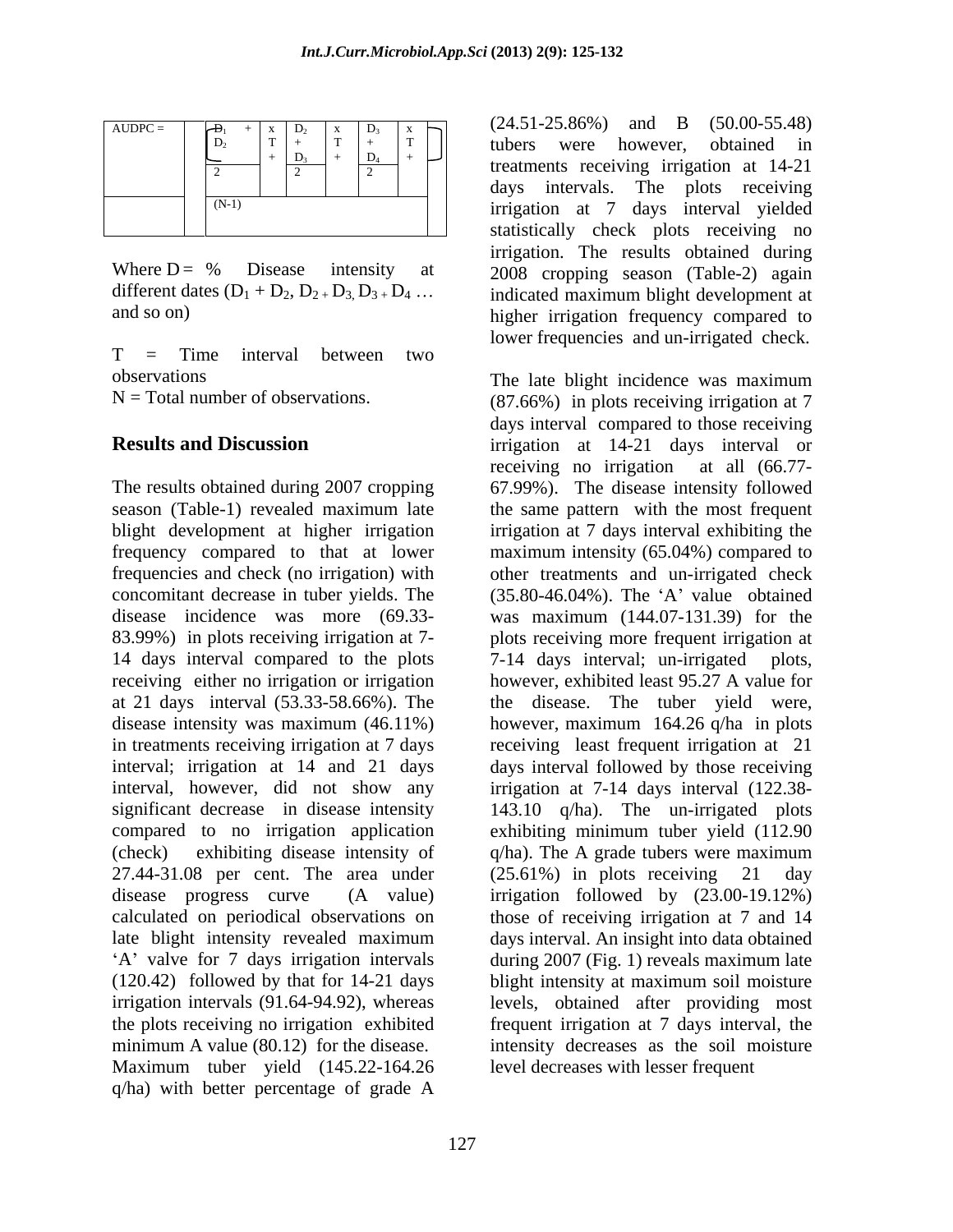$$AUDPC = \left[ \frac{D_1 + D_2}{2} \times T + \frac{D_2 + D_3}{2} \times T + \frac{D_3 + D_4}{2} \times T + \ldots \right]_{(N-1)}$$

Where D = % Disease intensity at different dates ($D_1 + D_2$, $D_2 + D_3$, $D_3 + D_4$ … and so on)

T = Time interval between two observations

N = Total number of observations.

## Results and Discussion

The results obtained during 2007 cropping season (Table-1) revealed maximum late blight development at higher irrigation frequency compared to that at lower frequencies and check (no irrigation) with concomitant decrease in tuber yields. The disease incidence was more (69.33-83.99%) in plots receiving irrigation at 7-14 days interval compared to the plots receiving either no irrigation or irrigation at 21 days interval (53.33-58.66%). The disease intensity was maximum (46.11%) in treatments receiving irrigation at 7 days interval; irrigation at 14 and 21 days interval, however, did not show any significant decrease in disease intensity compared to no irrigation application (check) exhibiting disease intensity of 27.44-31.08 per cent. The area under disease progress curve (A value) calculated on periodical observations on late blight intensity revealed maximum 'A' valve for 7 days irrigation intervals (120.42) followed by that for 14-21 days irrigation intervals (91.64-94.92), whereas the plots receiving no irrigation exhibited minimum A value (80.12) for the disease. Maximum tuber yield (145.22-164.26 q/ha) with better percentage of grade A (24.51-25.86%) and B (50.00-55.48) tubers were however, obtained in treatments receiving irrigation at 14-21 days intervals. The plots receiving irrigation at 7 days interval yielded statistically check plots receiving no irrigation. The results obtained during 2008 cropping season (Table-2) again indicated maximum blight development at higher irrigation frequency compared to lower frequencies and un-irrigated check.

The late blight incidence was maximum (87.66%) in plots receiving irrigation at 7 days interval compared to those receiving irrigation at 14-21 days interval or receiving no irrigation at all (66.77-67.99%). The disease intensity followed the same pattern with the most frequent irrigation at 7 days interval exhibiting the maximum intensity (65.04%) compared to other treatments and un-irrigated check (35.80-46.04%). The 'A' value obtained was maximum (144.07-131.39) for the plots receiving more frequent irrigation at 7-14 days interval; un-irrigated plots, however, exhibited least 95.27 A value for the disease. The tuber yield were, however, maximum 164.26 q/ha in plots receiving least frequent irrigation at 21 days interval followed by those receiving irrigation at 7-14 days interval (122.38-143.10 q/ha). The un-irrigated plots exhibiting minimum tuber yield (112.90 q/ha). The A grade tubers were maximum (25.61%) in plots receiving 21 day irrigation followed by (23.00-19.12%) those of receiving irrigation at 7 and 14 days interval. An insight into data obtained during 2007 (Fig. 1) reveals maximum late blight intensity at maximum soil moisture levels, obtained after providing most frequent irrigation at 7 days interval, the intensity decreases as the soil moisture level decreases with lesser frequent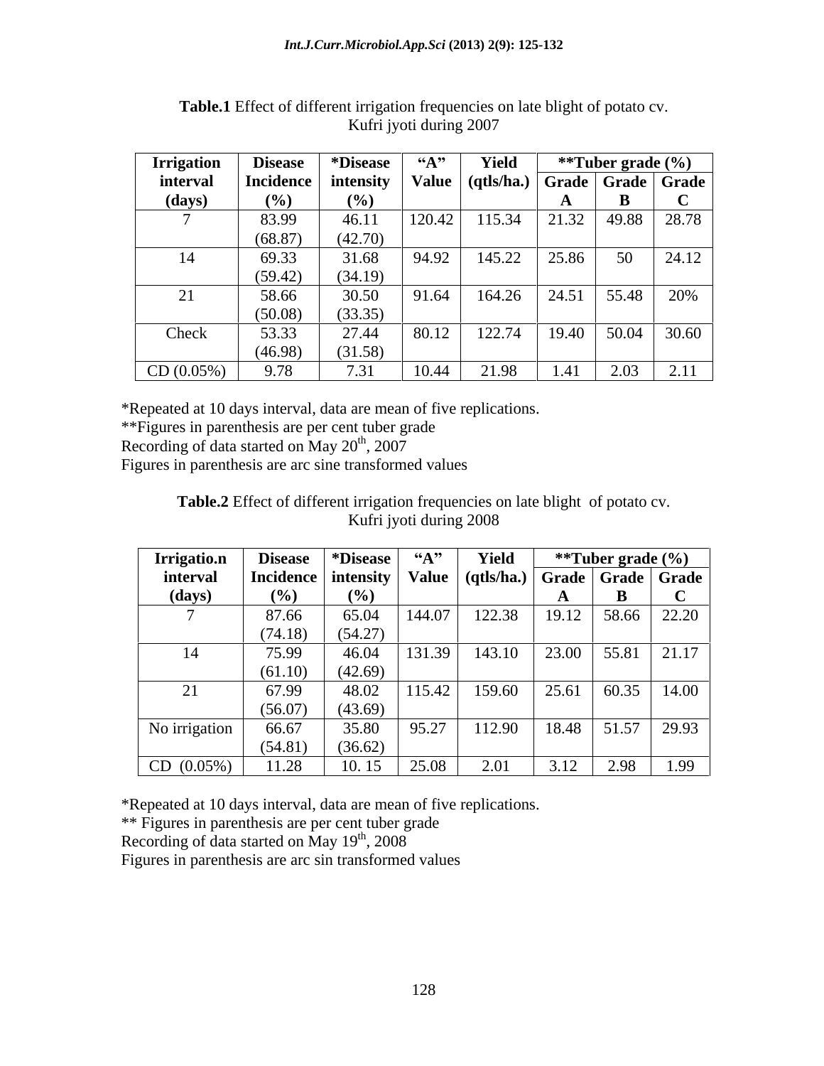**Table.1** Effect of different irrigation frequencies on late blight of potato cv. Kufri jyoti during 2007

| Irrigation interval (days) | Disease Incidence (%) | *Disease intensity (%) | "A" Value | Yield (qtls/ha.) | **Tuber grade (%) | | |
|---|---|---|---|---|---|---|---|
| | | | | | Grade A | Grade B | Grade C |
| 7 | 83.99 (68.87) | 46.11 (42.70) | 120.42 | 115.34 | 21.32 | 49.88 | 28.78 |
| 14 | 69.33 (59.42) | 31.68 (34.19) | 94.92 | 145.22 | 25.86 | 50 | 24.12 |
| 21 | 58.66 (50.08) | 30.50 (33.35) | 91.64 | 164.26 | 24.51 | 55.48 | 20% |
| Check | 53.33 (46.98) | 27.44 (31.58) | 80.12 | 122.74 | 19.40 | 50.04 | 30.60 |
| CD (0.05%) | 9.78 | 7.31 | 10.44 | 21.98 | 1.41 | 2.03 | 2.11 |

*Repeated at 10 days interval, data are mean of five replications.
**Figures in parenthesis are per cent tuber grade
Recording of data started on May 20th, 2007
Figures in parenthesis are arc sine transformed values

**Table.2** Effect of different irrigation frequencies on late blight of potato cv. Kufri jyoti during 2008

| Irrigatio.n interval (days) | Disease Incidence (%) | *Disease intensity (%) | "A" Value | Yield (qtls/ha.) | **Tuber grade (%) | | |
|---|---|---|---|---|---|---|---|
| | | | | | Grade A | Grade B | Grade C |
| 7 | 87.66 (74.18) | 65.04 (54.27) | 144.07 | 122.38 | 19.12 | 58.66 | 22.20 |
| 14 | 75.99 (61.10) | 46.04 (42.69) | 131.39 | 143.10 | 23.00 | 55.81 | 21.17 |
| 21 | 67.99 (56.07) | 48.02 (43.69) | 115.42 | 159.60 | 25.61 | 60.35 | 14.00 |
| No irrigation | 66.67 (54.81) | 35.80 (36.62) | 95.27 | 112.90 | 18.48 | 51.57 | 29.93 |
| CD (0.05%) | 11.28 | 10. 15 | 25.08 | 2.01 | 3.12 | 2.98 | 1.99 |

*Repeated at 10 days interval, data are mean of five replications.
** Figures in parenthesis are per cent tuber grade
Recording of data started on May 19th, 2008
Figures in parenthesis are arc sin transformed values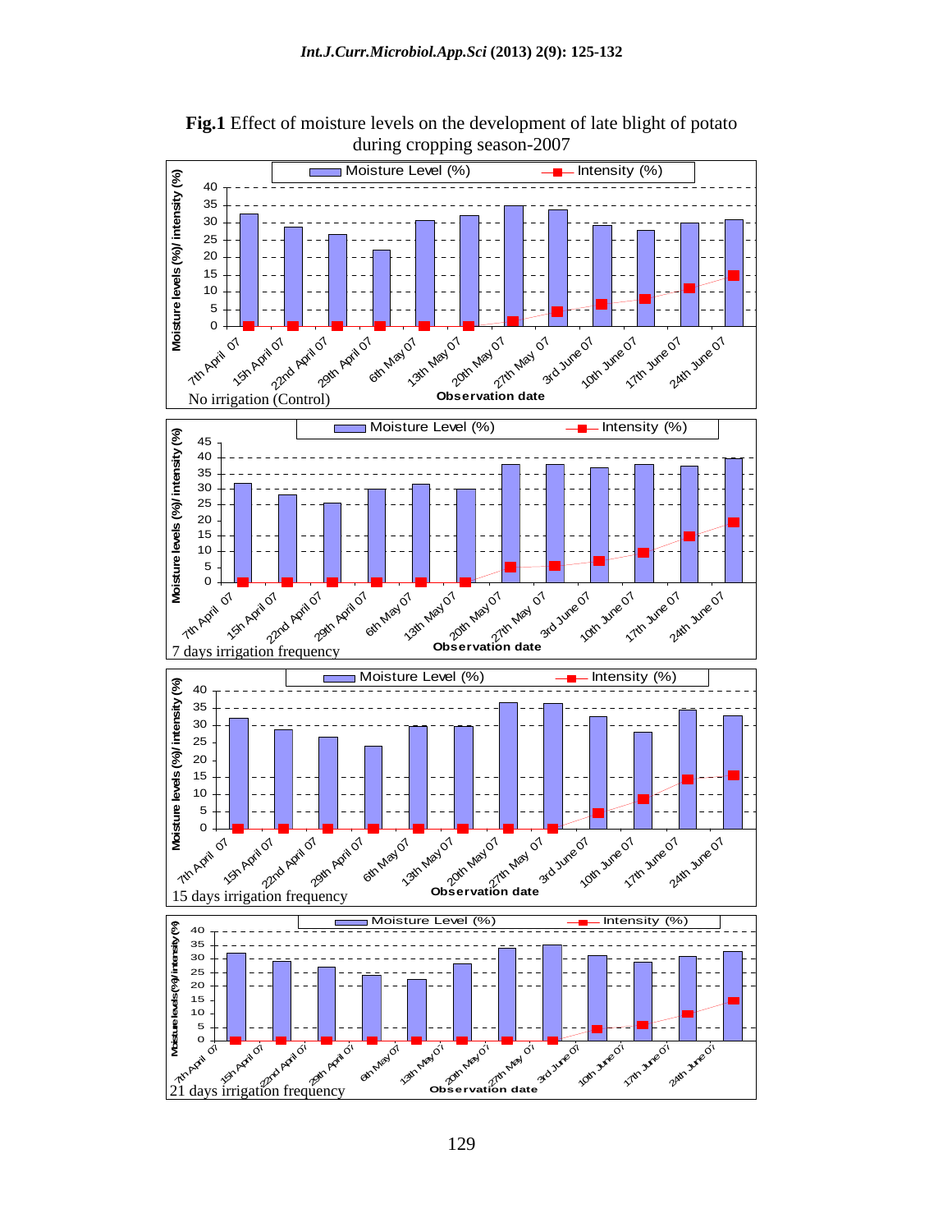**Fig.1** Effect of moisture levels on the development of late blight of potato during cropping season-2007

No irrigation (Control)

7 days irrigation frequency

15 days irrigation frequency

21 days irrigation frequency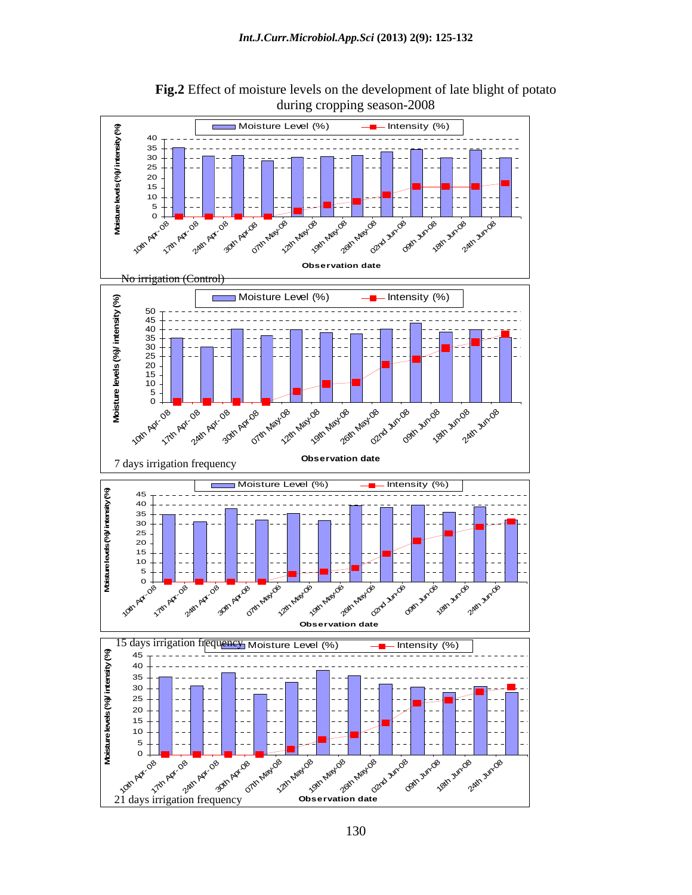**Fig.2** Effect of moisture levels on the development of late blight of potato during cropping season-2008

No irrigation (Control)

7 days irrigation frequency

15 days irrigation frequency

21 days irrigation frequency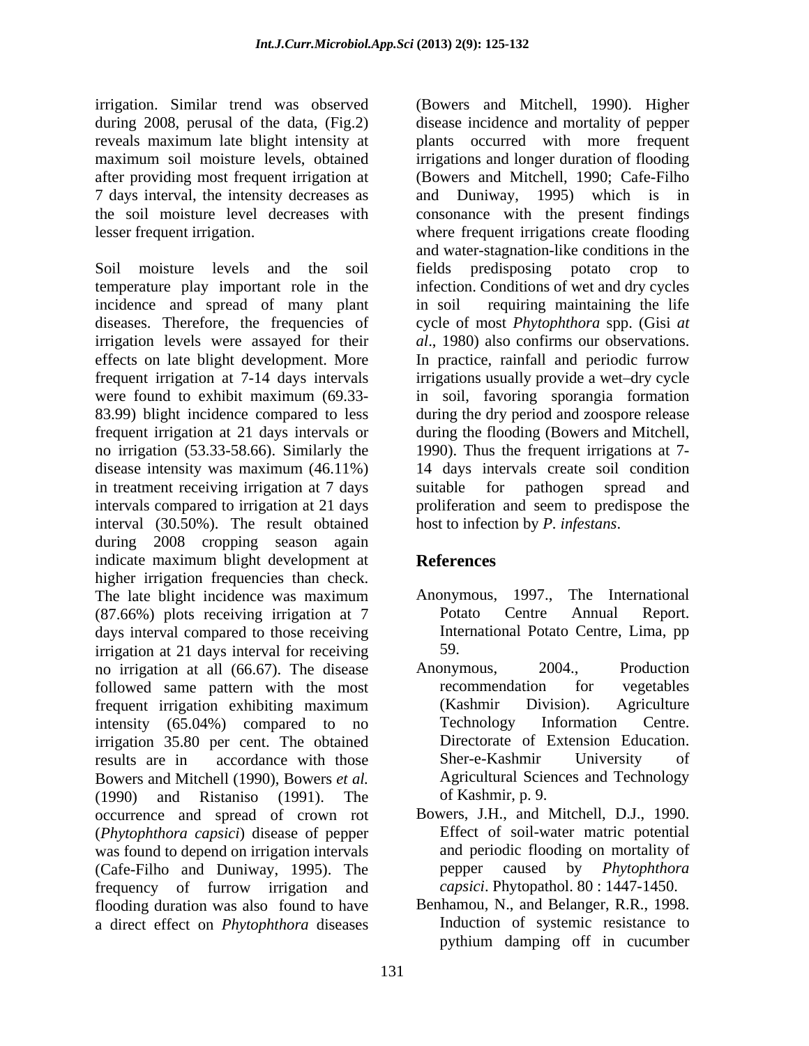irrigation. Similar trend was observed during 2008, perusal of the data, (Fig.2) reveals maximum late blight intensity at maximum soil moisture levels, obtained after providing most frequent irrigation at 7 days interval, the intensity decreases as the soil moisture level decreases with lesser frequent irrigation.

Soil moisture levels and the soil temperature play important role in the incidence and spread of many plant diseases. Therefore, the frequencies of irrigation levels were assayed for their effects on late blight development. More frequent irrigation at 7-14 days intervals were found to exhibit maximum (69.33-83.99) blight incidence compared to less frequent irrigation at 21 days intervals or no irrigation (53.33-58.66). Similarly the disease intensity was maximum (46.11%) in treatment receiving irrigation at 7 days intervals compared to irrigation at 21 days interval (30.50%). The result obtained during 2008 cropping season again indicate maximum blight development at higher irrigation frequencies than check. The late blight incidence was maximum (87.66%) plots receiving irrigation at 7 days interval compared to those receiving irrigation at 21 days interval for receiving no irrigation at all (66.67). The disease followed same pattern with the most frequent irrigation exhibiting maximum intensity (65.04%) compared to no irrigation 35.80 per cent. The obtained results are in accordance with those Bowers and Mitchell (1990), Bowers *et al.* (1990) and Ristaniso (1991). The occurrence and spread of crown rot (*Phytophthora capsici*) disease of pepper was found to depend on irrigation intervals (Cafe-Filho and Duniway, 1995). The frequency of furrow irrigation and flooding duration was also found to have a direct effect on *Phytophthora* diseases (Bowers and Mitchell, 1990). Higher disease incidence and mortality of pepper plants occurred with more frequent irrigations and longer duration of flooding (Bowers and Mitchell, 1990; Cafe-Filho and Duniway, 1995) which is in consonance with the present findings where frequent irrigations create flooding and water-stagnation-like conditions in the fields predisposing potato crop to infection. Conditions of wet and dry cycles in soil requiring maintaining the life cycle of most *Phytophthora* spp. (Gisi *at al*., 1980) also confirms our observations. In practice, rainfall and periodic furrow irrigations usually provide a wet–dry cycle in soil, favoring sporangia formation during the dry period and zoospore release during the flooding (Bowers and Mitchell, 1990). Thus the frequent irrigations at 7-14 days intervals create soil condition suitable for pathogen spread and proliferation and seem to predispose the host to infection by *P. infestans*.

## References

Anonymous, 1997., The International Potato Centre Annual Report. International Potato Centre, Lima, pp 59.

Anonymous, 2004., Production recommendation for vegetables (Kashmir Division). Agriculture Technology Information Centre. Directorate of Extension Education. Sher-e-Kashmir University of Agricultural Sciences and Technology of Kashmir, p. 9.

Bowers, J.H., and Mitchell, D.J., 1990. Effect of soil-water matric potential and periodic flooding on mortality of pepper caused by *Phytophthora capsici*. Phytopathol. 80 : 1447-1450.

Benhamou, N., and Belanger, R.R., 1998. Induction of systemic resistance to pythium damping off in cucumber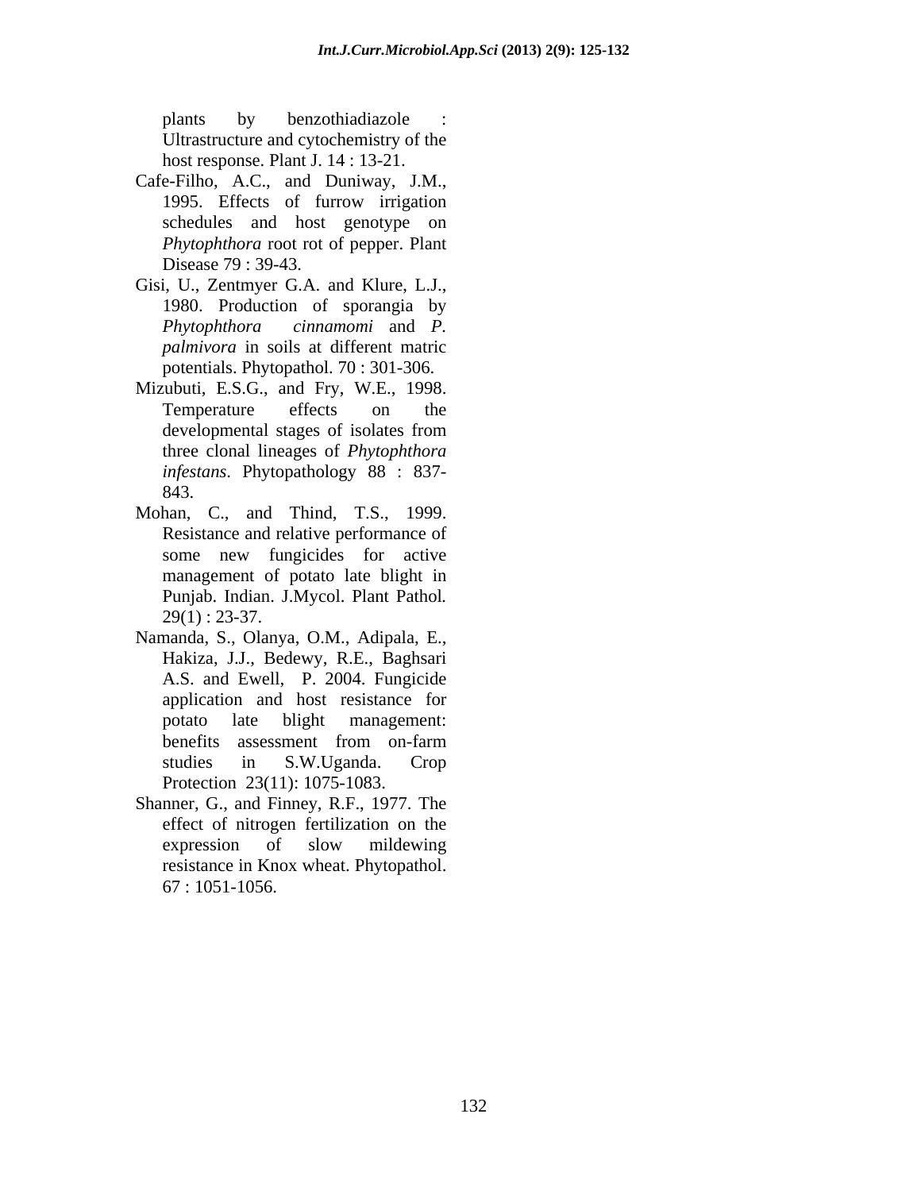plants by benzothiadiazole : Ultrastructure and cytochemistry of the host response. Plant J. 14 : 13-21.

Cafe-Filho, A.C., and Duniway, J.M., 1995. Effects of furrow irrigation schedules and host genotype on *Phytophthora* root rot of pepper. Plant Disease 79 : 39-43.

Gisi, U., Zentmyer G.A. and Klure, L.J., 1980. Production of sporangia by *Phytophthora cinnamomi* and *P. palmivora* in soils at different matric potentials. Phytopathol. 70 : 301-306.

Mizubuti, E.S.G., and Fry, W.E., 1998. Temperature effects on the developmental stages of isolates from three clonal lineages of *Phytophthora infestans*. Phytopathology 88 : 837-843.

Mohan, C., and Thind, T.S., 1999. Resistance and relative performance of some new fungicides for active management of potato late blight in Punjab. Indian. J.Mycol. Plant Pathol. 29(1) : 23-37.

Namanda, S., Olanya, O.M., Adipala, E., Hakiza, J.J., Bedewy, R.E., Baghsari A.S. and Ewell, P. 2004. Fungicide application and host resistance for potato late blight management: benefits assessment from on-farm studies in S.W.Uganda. Crop Protection 23(11): 1075-1083.

Shanner, G., and Finney, R.F., 1977. The effect of nitrogen fertilization on the expression of slow mildewing resistance in Knox wheat. Phytopathol. 67 : 1051-1056.